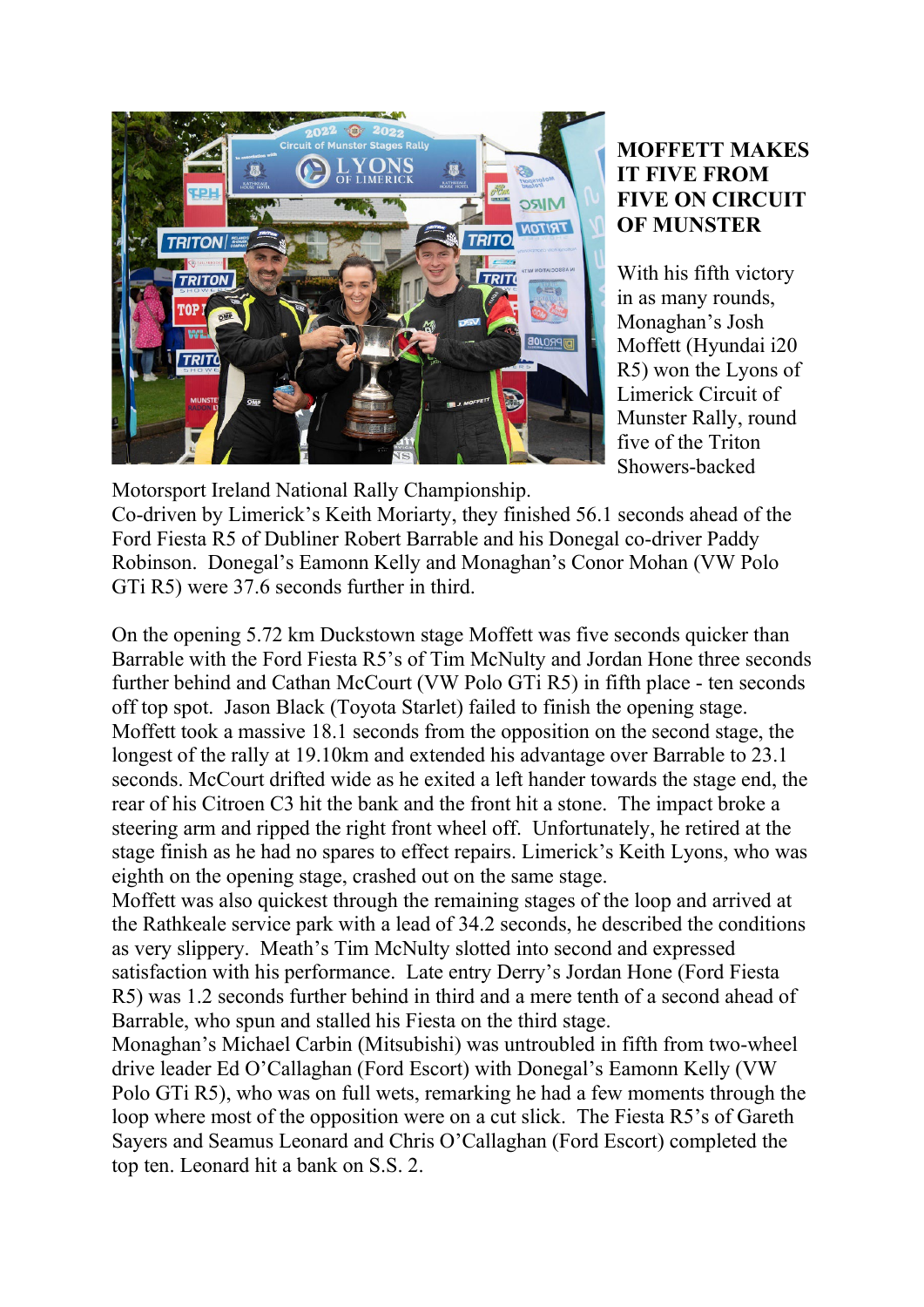# MOFFETT MAKES IT FIVE FROM FIVE ON CIRCUIT OF MUNSTER

With his fifth victory in as many rounds, Monaghan's Josh Moffett (Hyundai i20 R5) won the Lyons of Limerick Circuit of Munster Rally, round five of the Triton Showers-backed Motorsport Ireland National Rally Championship.
Co-driven by Limerick's Keith Moriarty, they finished 56.1 seconds ahead of the Ford Fiesta R5 of Dubliner Robert Barrable and his Donegal co-driver Paddy Robinson. Donegal's Eamonn Kelly and Monaghan's Conor Mohan (VW Polo GTi R5) were 37.6 seconds further in third.

On the opening 5.72 km Duckstown stage Moffett was five seconds quicker than Barrable with the Ford Fiesta R5's of Tim McNulty and Jordan Hone three seconds further behind and Cathan McCourt (VW Polo GTi R5) in fifth place - ten seconds off top spot. Jason Black (Toyota Starlet) failed to finish the opening stage.
Moffett took a massive 18.1 seconds from the opposition on the second stage, the longest of the rally at 19.10km and extended his advantage over Barrable to 23.1 seconds. McCourt drifted wide as he exited a left hander towards the stage end, the rear of his Citroen C3 hit the bank and the front hit a stone. The impact broke a steering arm and ripped the right front wheel off. Unfortunately, he retired at the stage finish as he had no spares to effect repairs. Limerick's Keith Lyons, who was eighth on the opening stage, crashed out on the same stage.
Moffett was also quickest through the remaining stages of the loop and arrived at the Rathkeale service park with a lead of 34.2 seconds, he described the conditions as very slippery. Meath's Tim McNulty slotted into second and expressed satisfaction with his performance. Late entry Derry's Jordan Hone (Ford Fiesta R5) was 1.2 seconds further behind in third and a mere tenth of a second ahead of Barrable, who spun and stalled his Fiesta on the third stage.
Monaghan's Michael Carbin (Mitsubishi) was untroubled in fifth from two-wheel drive leader Ed O'Callaghan (Ford Escort) with Donegal's Eamonn Kelly (VW Polo GTi R5), who was on full wets, remarking he had a few moments through the loop where most of the opposition were on a cut slick. The Fiesta R5's of Gareth Sayers and Seamus Leonard and Chris O'Callaghan (Ford Escort) completed the top ten. Leonard hit a bank on S.S. 2.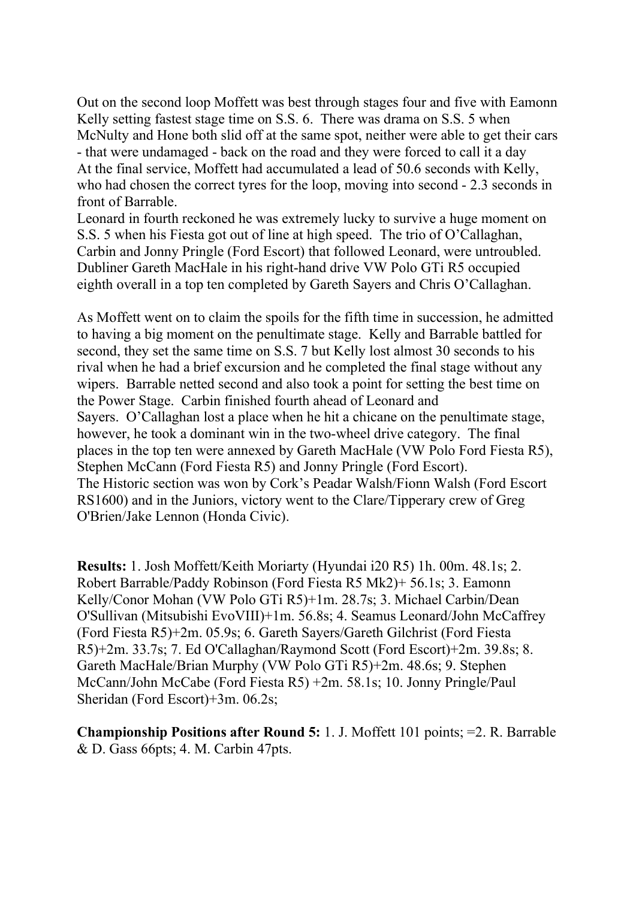Out on the second loop Moffett was best through stages four and five with Eamonn Kelly setting fastest stage time on S.S. 6. There was drama on S.S. 5 when McNulty and Hone both slid off at the same spot, neither were able to get their cars - that were undamaged - back on the road and they were forced to call it a day
At the final service, Moffett had accumulated a lead of 50.6 seconds with Kelly, who had chosen the correct tyres for the loop, moving into second - 2.3 seconds in front of Barrable.
Leonard in fourth reckoned he was extremely lucky to survive a huge moment on S.S. 5 when his Fiesta got out of line at high speed. The trio of O'Callaghan, Carbin and Jonny Pringle (Ford Escort) that followed Leonard, were untroubled. Dubliner Gareth MacHale in his right-hand drive VW Polo GTi R5 occupied eighth overall in a top ten completed by Gareth Sayers and Chris O'Callaghan.

As Moffett went on to claim the spoils for the fifth time in succession, he admitted to having a big moment on the penultimate stage. Kelly and Barrable battled for second, they set the same time on S.S. 7 but Kelly lost almost 30 seconds to his rival when he had a brief excursion and he completed the final stage without any wipers. Barrable netted second and also took a point for setting the best time on the Power Stage. Carbin finished fourth ahead of Leonard and Sayers. O'Callaghan lost a place when he hit a chicane on the penultimate stage, however, he took a dominant win in the two-wheel drive category. The final places in the top ten were annexed by Gareth MacHale (VW Polo Ford Fiesta R5), Stephen McCann (Ford Fiesta R5) and Jonny Pringle (Ford Escort).
The Historic section was won by Cork's Peadar Walsh/Fionn Walsh (Ford Escort RS1600) and in the Juniors, victory went to the Clare/Tipperary crew of Greg O'Brien/Jake Lennon (Honda Civic).

**Results:** 1. Josh Moffett/Keith Moriarty (Hyundai i20 R5) 1h. 00m. 48.1s; 2. Robert Barrable/Paddy Robinson (Ford Fiesta R5 Mk2)+ 56.1s; 3. Eamonn Kelly/Conor Mohan (VW Polo GTi R5)+1m. 28.7s; 3. Michael Carbin/Dean O'Sullivan (Mitsubishi EvoVIII)+1m. 56.8s; 4. Seamus Leonard/John McCaffrey (Ford Fiesta R5)+2m. 05.9s; 6. Gareth Sayers/Gareth Gilchrist (Ford Fiesta R5)+2m. 33.7s; 7. Ed O'Callaghan/Raymond Scott (Ford Escort)+2m. 39.8s; 8. Gareth MacHale/Brian Murphy (VW Polo GTi R5)+2m. 48.6s; 9. Stephen McCann/John McCabe (Ford Fiesta R5) +2m. 58.1s; 10. Jonny Pringle/Paul Sheridan (Ford Escort)+3m. 06.2s;

**Championship Positions after Round 5:** 1. J. Moffett 101 points; =2. R. Barrable & D. Gass 66pts; 4. M. Carbin 47pts.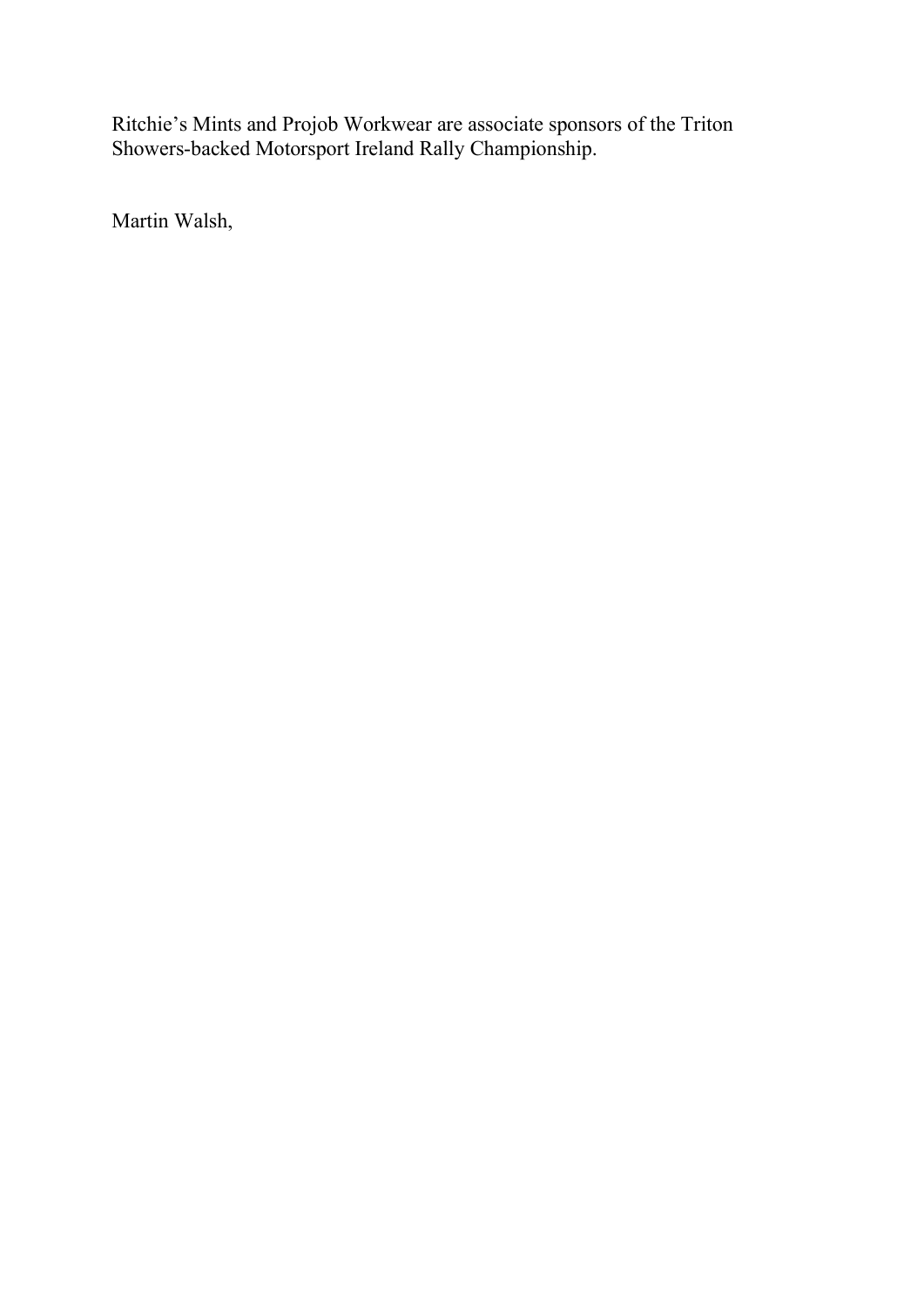Ritchie's Mints and Projob Workwear are associate sponsors of the Triton Showers-backed Motorsport Ireland Rally Championship.

Martin Walsh,